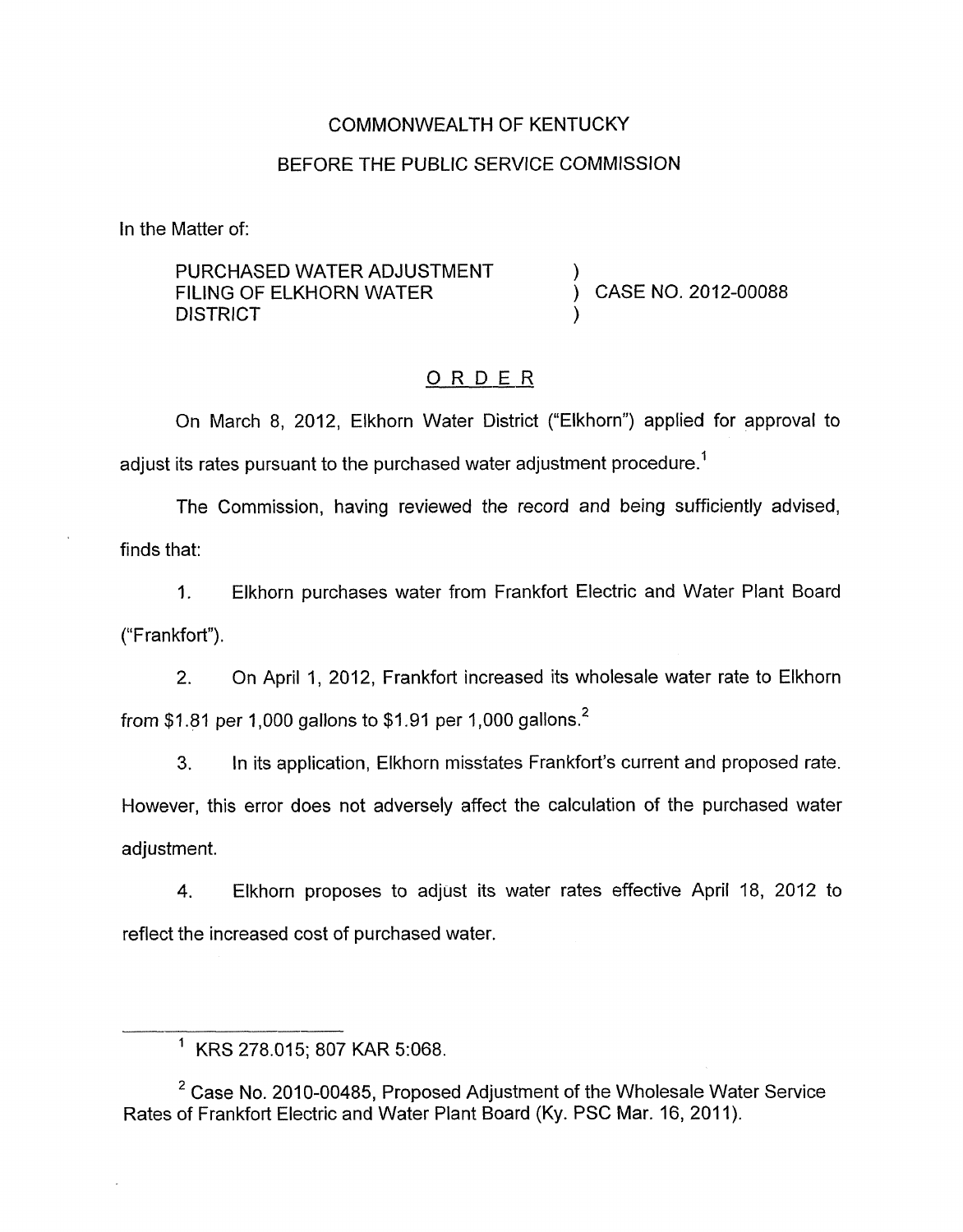COMMONWEALTH OF KENTUCKY

BEFORE THE PUBLIC SERVICE COMMISSION

In the Matter of:

PURCHASED WATER ADJUSTMENT FILING OF ELKHORN WATER DISTRICT ) CASE NO. 2012-00088

# ORDER

On March 8, 2012, Elkhorn Water District ("Elkhorn") applied for approval to adjust its rates pursuant to the purchased water adjustment procedure.[1]

The Commission, having reviewed the record and being sufficiently advised, finds that:

1. Elkhorn purchases water from Frankfort Electric and Water Plant Board ("Frankfort").

2. On April 1, 2012, Frankfort increased its wholesale water rate to Elkhorn from $1.81 per 1,000 gallons to $1.91 per 1,000 gallons.[2]

3. In its application, Elkhorn misstates Frankfort's current and proposed rate. However, this error does not adversely affect the calculation of the purchased water adjustment.

4. Elkhorn proposes to adjust its water rates effective April 18, 2012 to reflect the increased cost of purchased water.

---

[1] KRS 278.015; 807 KAR 5:068.

[2] Case No. 2010-00485, Proposed Adjustment of the Wholesale Water Service Rates of Frankfort Electric and Water Plant Board (Ky. PSC Mar. 16, 2011).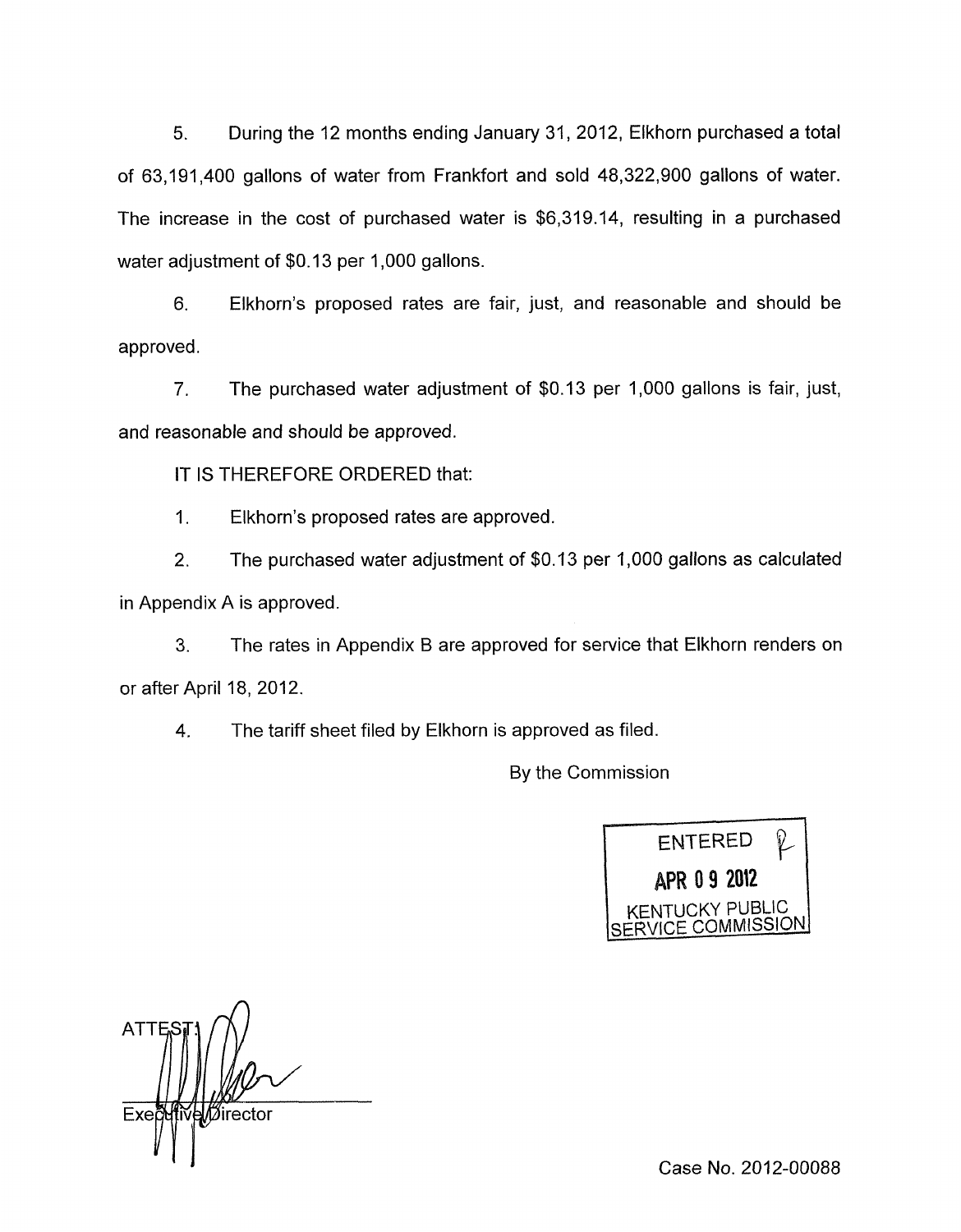5. During the 12 months ending January 31, 2012, Elkhorn purchased a total of 63,191,400 gallons of water from Frankfort and sold 48,322,900 gallons of water. The increase in the cost of purchased water is $6,319.14, resulting in a purchased water adjustment of $0.13 per 1,000 gallons.

6. Elkhorn's proposed rates are fair, just, and reasonable and should be approved.

7. The purchased water adjustment of $0.13 per 1,000 gallons is fair, just, and reasonable and should be approved.

IT IS THEREFORE ORDERED that:

1. Elkhorn's proposed rates are approved.

2. The purchased water adjustment of $0.13 per 1,000 gallons as calculated in Appendix A is approved.

3. The rates in Appendix B are approved for service that Elkhorn renders on or after April 18, 2012.

4. The tariff sheet filed by Elkhorn is approved as filed.

By the Commission

ENTERED
APR 09 2012
KENTUCKY PUBLIC SERVICE COMMISSION

ATTEST:

Executive Director

Case No. 2012-00088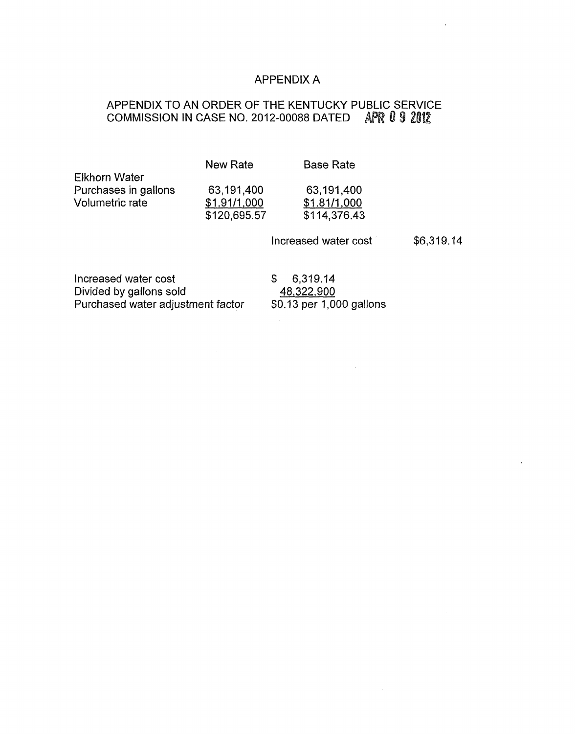# APPENDIX A

## APPENDIX TO AN ORDER OF THE KENTUCKY PUBLIC SERVICE COMMISSION IN CASE NO. 2012-00088 DATED APR 09 2012

| | New Rate | Base Rate | |
|---|---|---|---|
| Elkhorn Water | | | |
| Purchases in gallons | 63,191,400 | 63,191,400 | |
| Volumetric rate | $1.91/1,000 | $1.81/1,000 | |
| | $120,695.57 | $114,376.43 | |
| | | Increased water cost | $6,319.14 |

| | |
|---|---|
| Increased water cost | $ 6,319.14 |
| Divided by gallons sold | 48,322,900 |
| Purchased water adjustment factor | $0.13 per 1,000 gallons |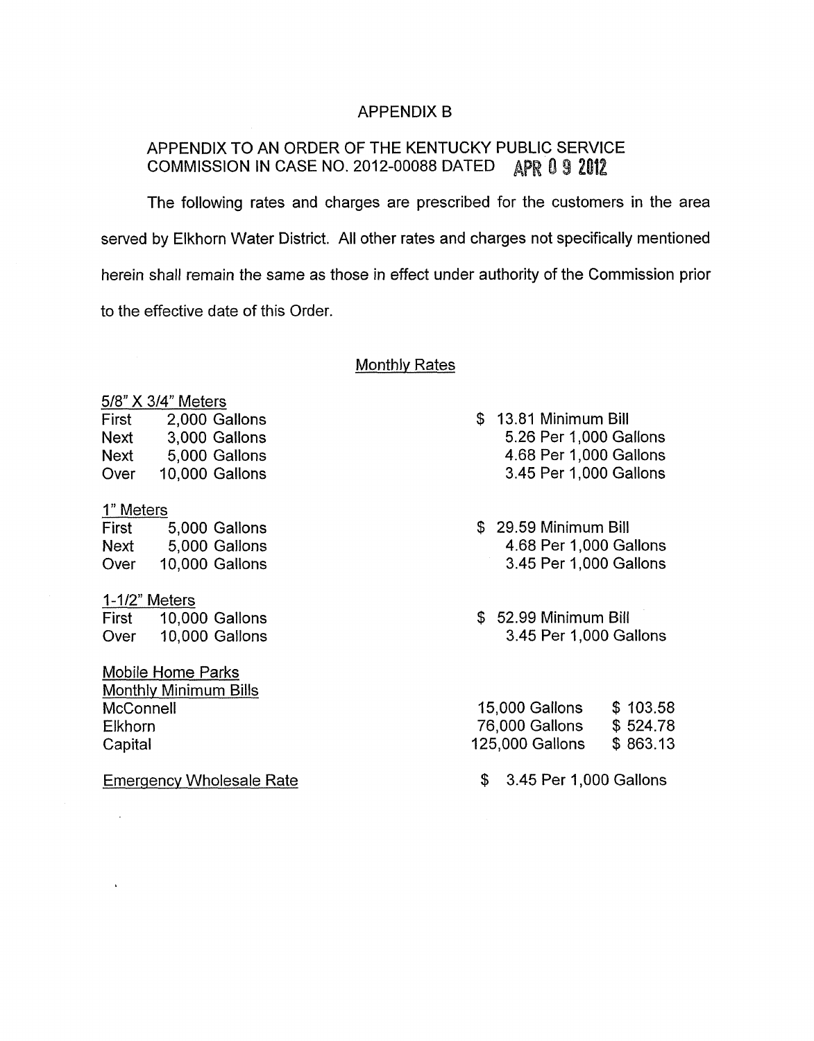# APPENDIX B

## APPENDIX TO AN ORDER OF THE KENTUCKY PUBLIC SERVICE COMMISSION IN CASE NO. 2012-00088 DATED APR 09 2012

The following rates and charges are prescribed for the customers in the area served by Elkhorn Water District. All other rates and charges not specifically mentioned herein shall remain the same as those in effect under authority of the Commission prior to the effective date of this Order.

### Monthly Rates

| | | |
|---|---|---|
| **5/8" X 3/4" Meters** | | |
| First | 2,000 Gallons | $ 13.81 Minimum Bill |
| Next | 3,000 Gallons | 5.26 Per 1,000 Gallons |
| Next | 5,000 Gallons | 4.68 Per 1,000 Gallons |
| Over | 10,000 Gallons | 3.45 Per 1,000 Gallons |
| **1" Meters** | | |
| First | 5,000 Gallons | $ 29.59 Minimum Bill |
| Next | 5,000 Gallons | 4.68 Per 1,000 Gallons |
| Over | 10,000 Gallons | 3.45 Per 1,000 Gallons |
| **1-1/2" Meters** | | |
| First | 10,000 Gallons | $ 52.99 Minimum Bill |
| Over | 10,000 Gallons | 3.45 Per 1,000 Gallons |

**Mobile Home Parks**
**Monthly Minimum Bills**

| | | |
|---|---|---|
| McConnell | 15,000 Gallons | $ 103.58 |
| Elkhorn | 76,000 Gallons | $ 524.78 |
| Capital | 125,000 Gallons | $ 863.13 |

**Emergency Wholesale Rate** $ 3.45 Per 1,000 Gallons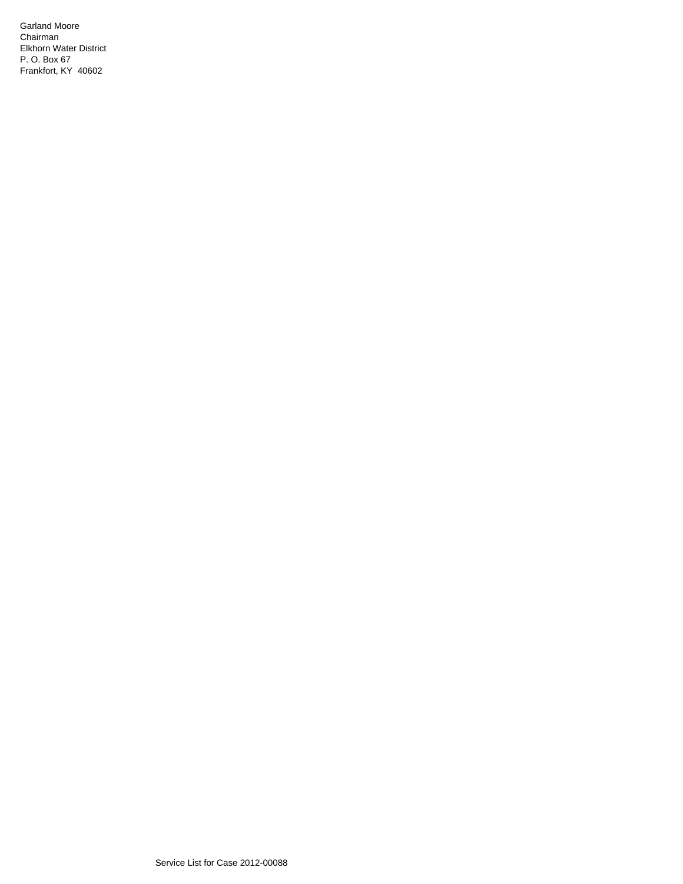Garland Moore
Chairman
Elkhorn Water District
P. O. Box 67
Frankfort, KY  40602